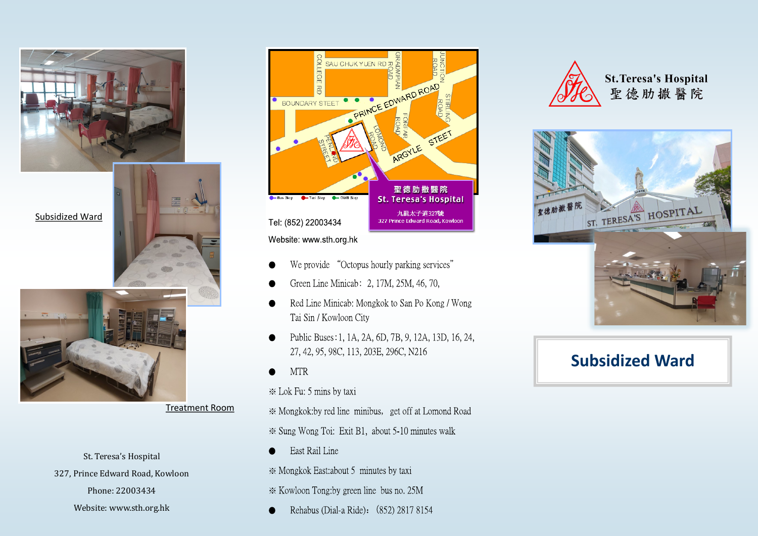Subsidized Ward

Treatment Room

St. Teresa's Hospital
327, Prince Edward Road, Kowloon
Phone: 22003434
Website: www.sth.org.hk

Tel: (852) 22003434

Website: www.sth.org.hk

- We provide "Octopus hourly parking services"
- Green Line Minicab: 2, 17M, 25M, 46, 70,
- Red Line Minicab: Mongkok to San Po Kong / Wong Tai Sin / Kowloon City
- Public Buses: 1, 1A, 2A, 6D, 7B, 9, 12A, 13D, 16, 24, 27, 42, 95, 98C, 113, 203E, 296C, N216
- MTR

※ Lok Fu: 5 mins by taxi

※ Mongkok: by red line minibus, get off at Lomond Road

※ Sung Wong Toi: Exit B1, about 5-10 minutes walk

- East Rail Line

※ Mongkok East: about 5 minutes by taxi

※ Kowloon Tong: by green line bus no. 25M

- Rehabus (Dial-a Ride): (852) 2817 8154

St.Teresa's Hospital
聖德肋撒醫院

# Subsidized Ward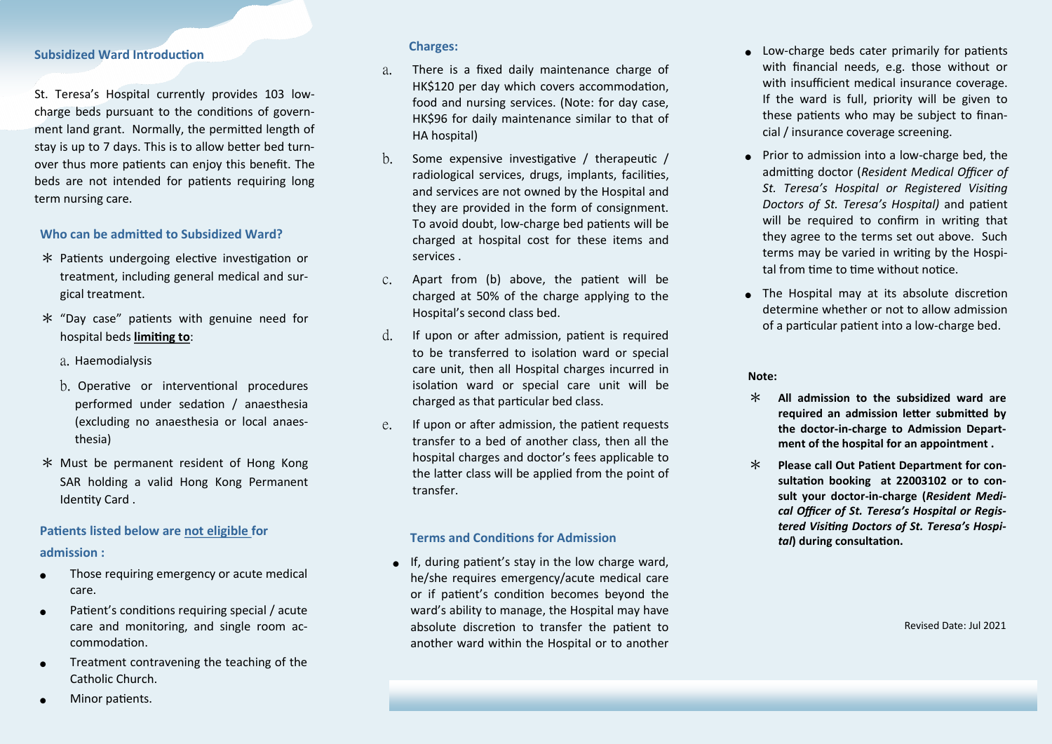## Subsidized Ward Introduction

St. Teresa's Hospital currently provides 103 low-charge beds pursuant to the conditions of government land grant. Normally, the permitted length of stay is up to 7 days. This is to allow better bed turnover thus more patients can enjoy this benefit. The beds are not intended for patients requiring long term nursing care.

### Who can be admitted to Subsidized Ward?

- Patients undergoing elective investigation or treatment, including general medical and surgical treatment.
- "Day case" patients with genuine need for hospital beds **limiting to**:
  a. Haemodialysis
  b. Operative or interventional procedures performed under sedation / anaesthesia (excluding no anaesthesia or local anaesthesia)
- Must be permanent resident of Hong Kong SAR holding a valid Hong Kong Permanent Identity Card .

### Patients listed below are not eligible for admission :

- Those requiring emergency or acute medical care.
- Patient's conditions requiring special / acute care and monitoring, and single room accommodation.
- Treatment contravening the teaching of the Catholic Church.
- Minor patients.

### Charges:

a. There is a fixed daily maintenance charge of HK$120 per day which covers accommodation, food and nursing services. (Note: for day case, HK$96 for daily maintenance similar to that of HA hospital)

b. Some expensive investigative / therapeutic / radiological services, drugs, implants, facilities, and services are not owned by the Hospital and they are provided in the form of consignment. To avoid doubt, low-charge bed patients will be charged at hospital cost for these items and services .

c. Apart from (b) above, the patient will be charged at 50% of the charge applying to the Hospital's second class bed.

d. If upon or after admission, patient is required to be transferred to isolation ward or special care unit, then all Hospital charges incurred in isolation ward or special care unit will be charged as that particular bed class.

e. If upon or after admission, the patient requests transfer to a bed of another class, then all the hospital charges and doctor's fees applicable to the latter class will be applied from the point of transfer.

### Terms and Conditions for Admission

- If, during patient's stay in the low charge ward, he/she requires emergency/acute medical care or if patient's condition becomes beyond the ward's ability to manage, the Hospital may have absolute discretion to transfer the patient to another ward within the Hospital or to another
- Low-charge beds cater primarily for patients with financial needs, e.g. those without or with insufficient medical insurance coverage. If the ward is full, priority will be given to these patients who may be subject to financial / insurance coverage screening.
- Prior to admission into a low-charge bed, the admitting doctor (*Resident Medical Officer of St. Teresa's Hospital or Registered Visiting Doctors of St. Teresa's Hospital)* and patient will be required to confirm in writing that they agree to the terms set out above. Such terms may be varied in writing by the Hospital from time to time without notice.
- The Hospital may at its absolute discretion determine whether or not to allow admission of a particular patient into a low-charge bed.

**Note:**

- **All admission to the subsidized ward are required an admission letter submitted by the doctor-in-charge to Admission Department of the hospital for an appointment .**
- **Please call Out Patient Department for consultation booking at 22003102 or to consult your doctor-in-charge (*Resident Medical Officer of St. Teresa's Hospital or Registered Visiting Doctors of St. Teresa's Hospital*) during consultation.**

Revised Date: Jul 2021